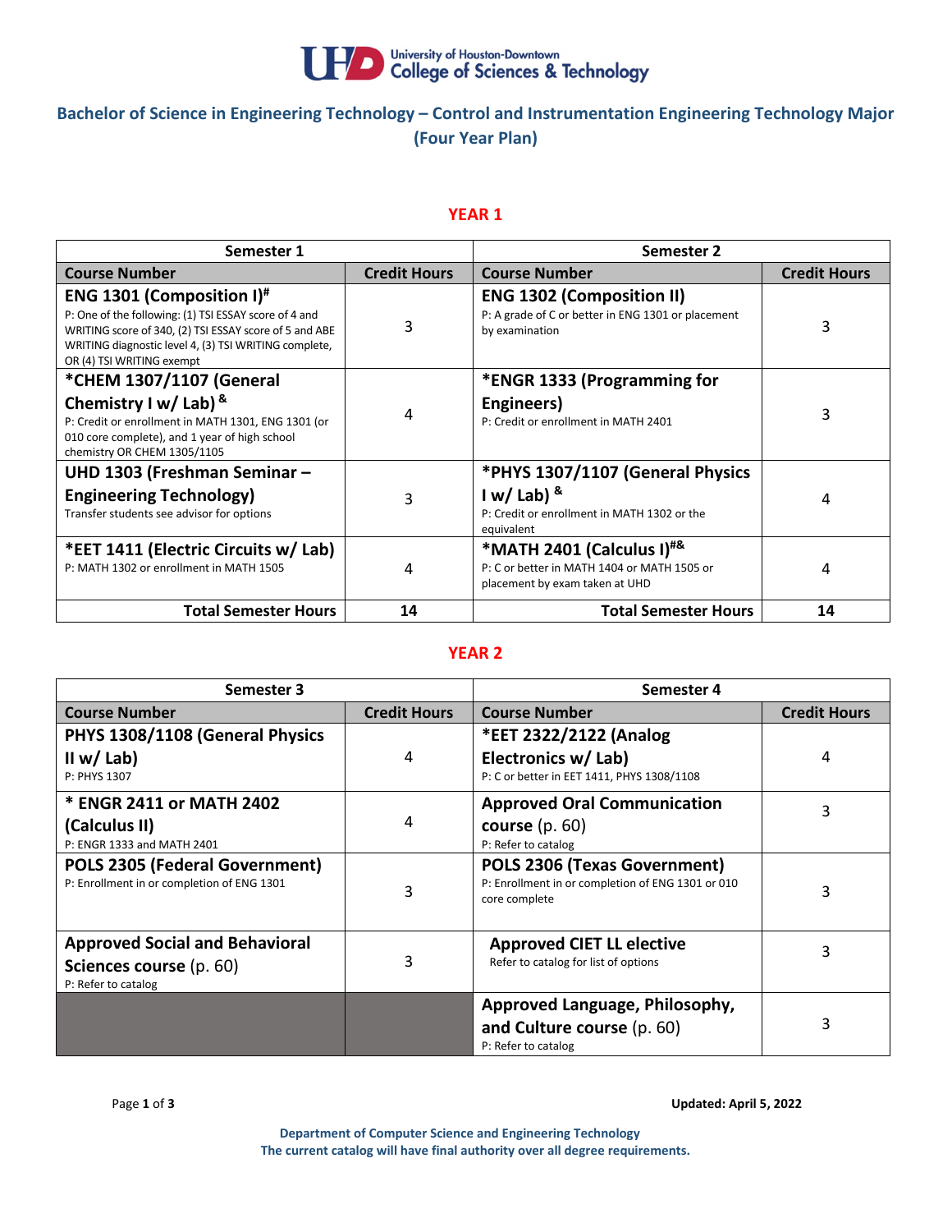University of Houston-Downtown
College of Sciences & Technology

# Bachelor of Science in Engineering Technology – Control and Instrumentation Engineering Technology Major (Four Year Plan)

## YEAR 1

| Semester 1 | | Semester 2 | |
|---|---|---|---|
| **Course Number** | **Credit Hours** | **Course Number** | **Credit Hours** |
| **ENG 1301 (Composition I)[#]**<br>P: One of the following: (1) TSI ESSAY score of 4 and WRITING score of 340, (2) TSI ESSAY score of 5 and ABE WRITING diagnostic level 4, (3) TSI WRITING complete, OR (4) TSI WRITING exempt | 3 | **ENG 1302 (Composition II)**<br>P: A grade of C or better in ENG 1301 or placement by examination | 3 |
| ***CHEM 1307/1107 (General Chemistry I w/ Lab)[&]**<br>P: Credit or enrollment in MATH 1301, ENG 1301 (or 010 core complete), and 1 year of high school chemistry OR CHEM 1305/1105 | 4 | ***ENGR 1333 (Programming for Engineers)**<br>P: Credit or enrollment in MATH 2401 | 3 |
| **UHD 1303 (Freshman Seminar – Engineering Technology)**<br>Transfer students see advisor for options | 3 | ***PHYS 1307/1107 (General Physics I w/ Lab)[&]**<br>P: Credit or enrollment in MATH 1302 or the equivalent | 4 |
| ***EET 1411 (Electric Circuits w/ Lab)**<br>P: MATH 1302 or enrollment in MATH 1505 | 4 | ***MATH 2401 (Calculus I)[#&]**<br>P: C or better in MATH 1404 or MATH 1505 or placement by exam taken at UHD | 4 |
| **Total Semester Hours** | **14** | **Total Semester Hours** | **14** |

## YEAR 2

| Semester 3 | | Semester 4 | |
|---|---|---|---|
| **Course Number** | **Credit Hours** | **Course Number** | **Credit Hours** |
| **PHYS 1308/1108 (General Physics II w/ Lab)**<br>P: PHYS 1307 | 4 | ***EET 2322/2122 (Analog Electronics w/ Lab)**<br>P: C or better in EET 1411, PHYS 1308/1108 | 4 |
| *** ENGR 2411 or MATH 2402 (Calculus II)**<br>P: ENGR 1333 and MATH 2401 | 4 | **Approved Oral Communication course** (p. 60)<br>P: Refer to catalog | 3 |
| **POLS 2305 (Federal Government)**<br>P: Enrollment in or completion of ENG 1301 | 3 | **POLS 2306 (Texas Government)**<br>P: Enrollment in or completion of ENG 1301 or 010 core complete | 3 |
| **Approved Social and Behavioral Sciences course** (p. 60)<br>P: Refer to catalog | 3 | **Approved CIET LL elective**<br>Refer to catalog for list of options | 3 |
| | | **Approved Language, Philosophy, and Culture course** (p. 60)<br>P: Refer to catalog | 3 |

Updated: April 5, 2022

Department of Computer Science and Engineering Technology
The current catalog will have final authority over all degree requirements.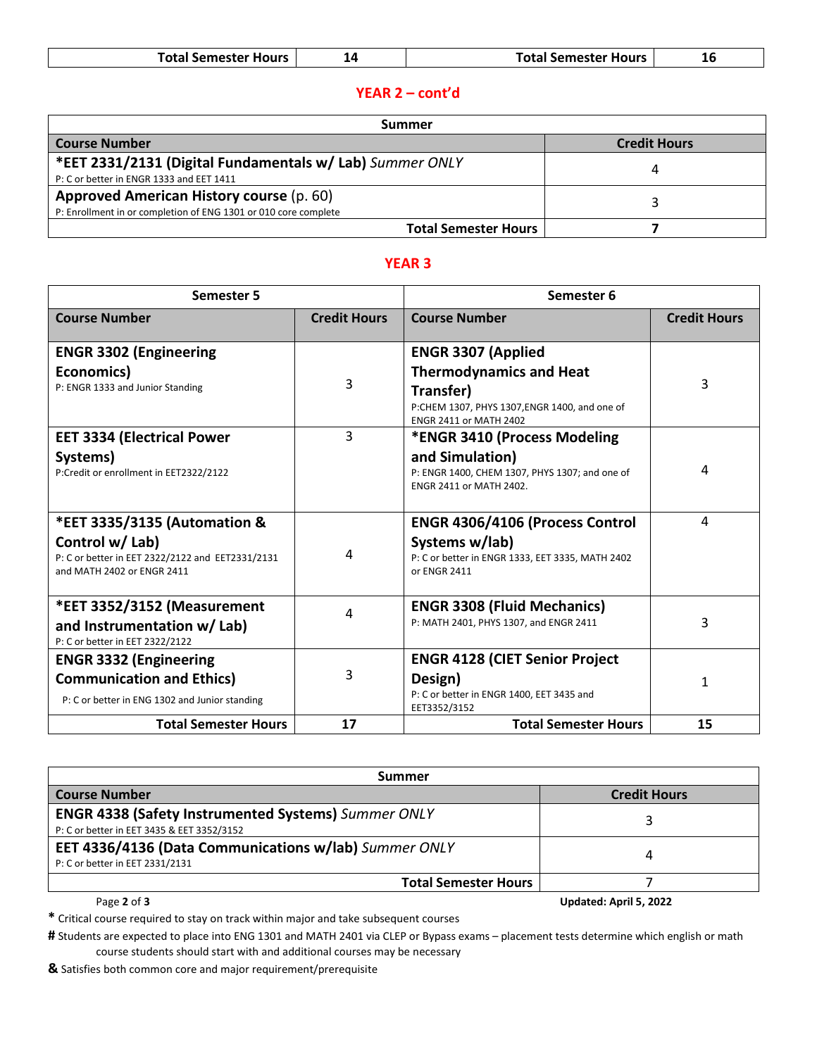| Total Semester Hours | 14 | Total Semester Hours | 16 |
|---|---|---|---|

## YEAR 2 – cont'd

| Summer | |
|---|---|
| **Course Number** | **Credit Hours** |
| **\*EET 2331/2131 (Digital Fundamentals w/ Lab)** *Summer ONLY*<br>P: C or better in ENGR 1333 and EET 1411 | 4 |
| **Approved American History course** (p. 60)<br>P: Enrollment in or completion of ENG 1301 or 010 core complete | 3 |
| **Total Semester Hours** | **7** |

## YEAR 3

| Semester 5 | | Semester 6 | |
|---|---|---|---|
| **Course Number** | **Credit Hours** | **Course Number** | **Credit Hours** |
| **ENGR 3302 (Engineering Economics)**<br>P: ENGR 1333 and Junior Standing | 3 | **ENGR 3307 (Applied Thermodynamics and Heat Transfer)**<br>P:CHEM 1307, PHYS 1307,ENGR 1400, and one of ENGR 2411 or MATH 2402 | 3 |
| **EET 3334 (Electrical Power Systems)**<br>P:Credit or enrollment in EET2322/2122 | 3 | **\*ENGR 3410 (Process Modeling and Simulation)**<br>P: ENGR 1400, CHEM 1307, PHYS 1307; and one of ENGR 2411 or MATH 2402. | 4 |
| **\*EET 3335/3135 (Automation & Control w/ Lab)**<br>P: C or better in EET 2322/2122 and EET2331/2131 and MATH 2402 or ENGR 2411 | 4 | **ENGR 4306/4106 (Process Control Systems w/lab)**<br>P: C or better in ENGR 1333, EET 3335, MATH 2402 or ENGR 2411 | 4 |
| **\*EET 3352/3152 (Measurement and Instrumentation w/ Lab)**<br>P: C or better in EET 2322/2122 | 4 | **ENGR 3308 (Fluid Mechanics)**<br>P: MATH 2401, PHYS 1307, and ENGR 2411 | 3 |
| **ENGR 3332 (Engineering Communication and Ethics)**<br>P: C or better in ENG 1302 and Junior standing | 3 | **ENGR 4128 (CIET Senior Project Design)**<br>P: C or better in ENGR 1400, EET 3435 and EET3352/3152 | 1 |
| **Total Semester Hours** | **17** | **Total Semester Hours** | **15** |

| Summer | |
|---|---|
| **Course Number** | **Credit Hours** |
| **ENGR 4338 (Safety Instrumented Systems)** *Summer ONLY*<br>P: C or better in EET 3435 & EET 3352/3152 | 3 |
| **EET 4336/4136 (Data Communications w/lab)** *Summer ONLY*<br>P: C or better in EET 2331/2131 | 4 |
| **Total Semester Hours** | **7** |

**Updated: April 5, 2022**

**\*** Critical course required to stay on track within major and take subsequent courses

**#** Students are expected to place into ENG 1301 and MATH 2401 via CLEP or Bypass exams – placement tests determine which english or math course students should start with and additional courses may be necessary

**&** Satisfies both common core and major requirement/prerequisite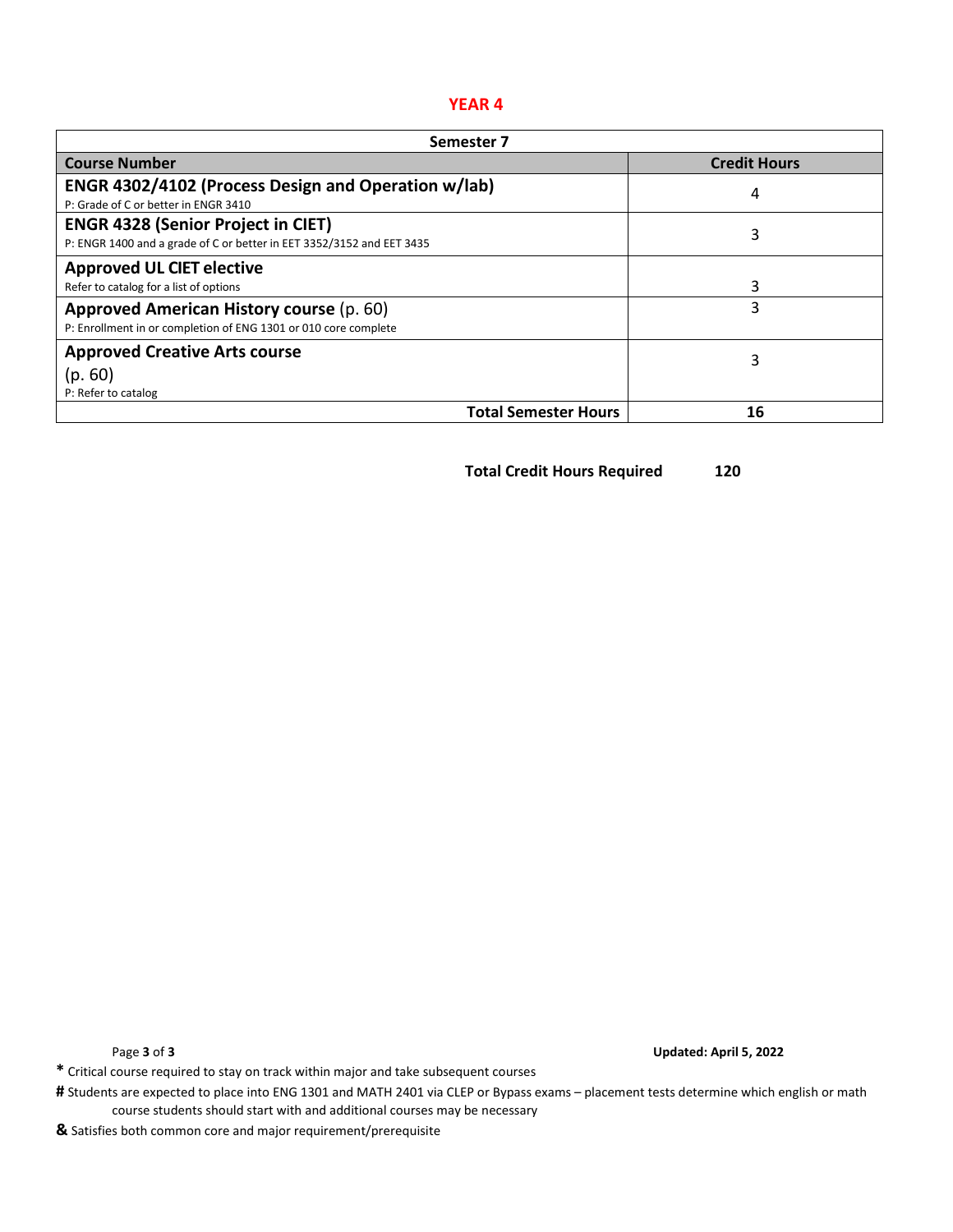## YEAR 4

| Semester 7 | |
|---|---|
| **Course Number** | **Credit Hours** |
| **ENGR 4302/4102 (Process Design and Operation w/lab)**<br>P: Grade of C or better in ENGR 3410 | 4 |
| **ENGR 4328 (Senior Project in CIET)**<br>P: ENGR 1400 and a grade of C or better in EET 3352/3152 and EET 3435 | 3 |
| **Approved UL CIET elective**<br>Refer to catalog for a list of options | 3 |
| **Approved American History course** (p. 60)<br>P: Enrollment in or completion of ENG 1301 or 010 core complete | 3 |
| **Approved Creative Arts course**<br>(p. 60)<br>P: Refer to catalog | 3 |
| **Total Semester Hours** | **16** |

**Total Credit Hours Required 120**

**Updated: April 5, 2022**

**\*** Critical course required to stay on track within major and take subsequent courses

**#** Students are expected to place into ENG 1301 and MATH 2401 via CLEP or Bypass exams – placement tests determine which english or math course students should start with and additional courses may be necessary

**&** Satisfies both common core and major requirement/prerequisite